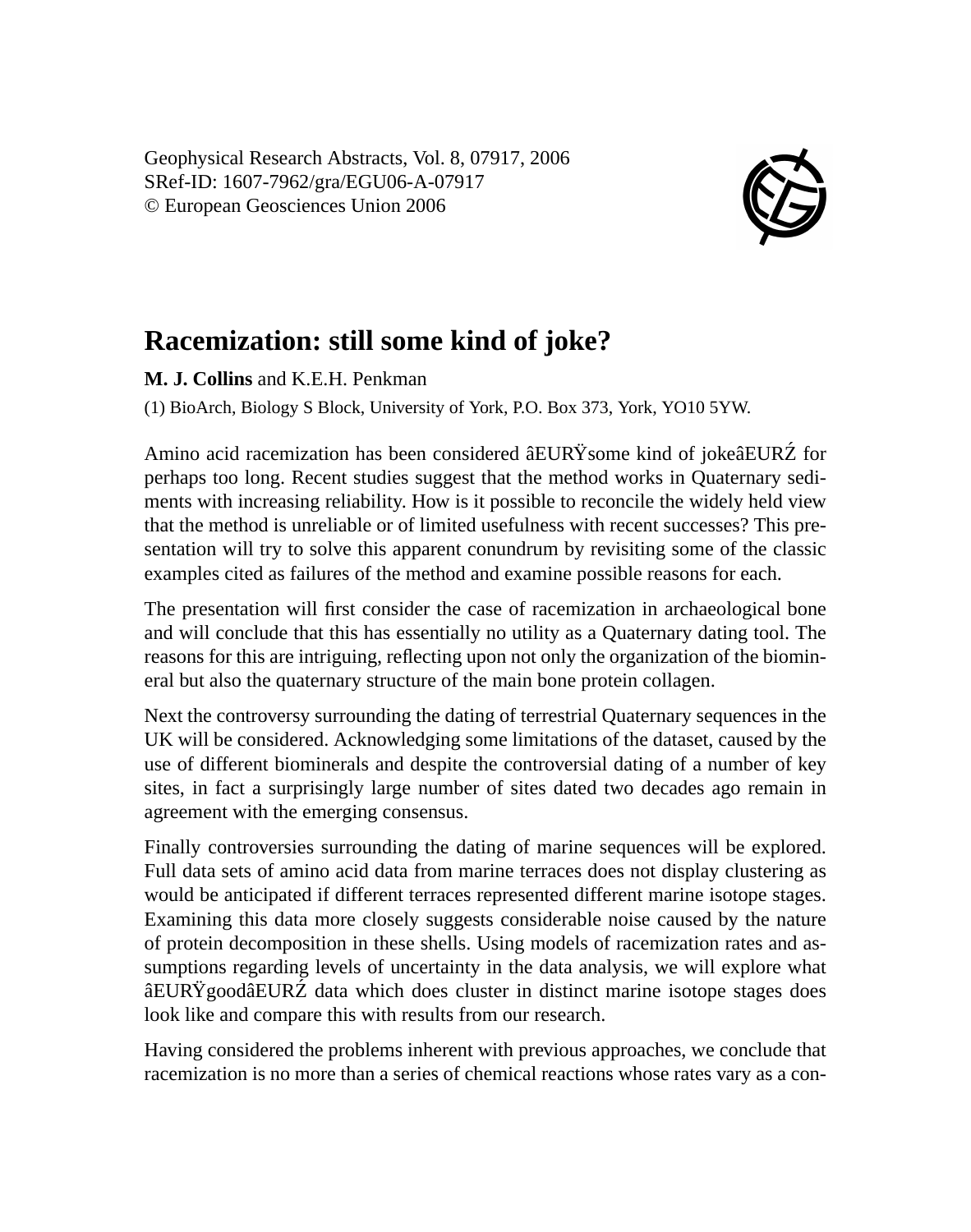Geophysical Research Abstracts, Vol. 8, 07917, 2006
SRef-ID: 1607-7962/gra/EGU06-A-07917
© European Geosciences Union 2006

# Racemization: still some kind of joke?

**M. J. Collins** and K.E.H. Penkman

(1) BioArch, Biology S Block, University of York, P.O. Box 373, York, YO10 5YW.

Amino acid racemization has been considered âEURŸsome kind of jokeâEURŹ for perhaps too long. Recent studies suggest that the method works in Quaternary sediments with increasing reliability. How is it possible to reconcile the widely held view that the method is unreliable or of limited usefulness with recent successes? This presentation will try to solve this apparent conundrum by revisiting some of the classic examples cited as failures of the method and examine possible reasons for each.

The presentation will first consider the case of racemization in archaeological bone and will conclude that this has essentially no utility as a Quaternary dating tool. The reasons for this are intriguing, reflecting upon not only the organization of the biomineral but also the quaternary structure of the main bone protein collagen.

Next the controversy surrounding the dating of terrestrial Quaternary sequences in the UK will be considered. Acknowledging some limitations of the dataset, caused by the use of different biominerals and despite the controversial dating of a number of key sites, in fact a surprisingly large number of sites dated two decades ago remain in agreement with the emerging consensus.

Finally controversies surrounding the dating of marine sequences will be explored. Full data sets of amino acid data from marine terraces does not display clustering as would be anticipated if different terraces represented different marine isotope stages. Examining this data more closely suggests considerable noise caused by the nature of protein decomposition in these shells. Using models of racemization rates and assumptions regarding levels of uncertainty in the data analysis, we will explore what âEURŸgoodâEURŹ data which does cluster in distinct marine isotope stages does look like and compare this with results from our research.

Having considered the problems inherent with previous approaches, we conclude that racemization is no more than a series of chemical reactions whose rates vary as a con-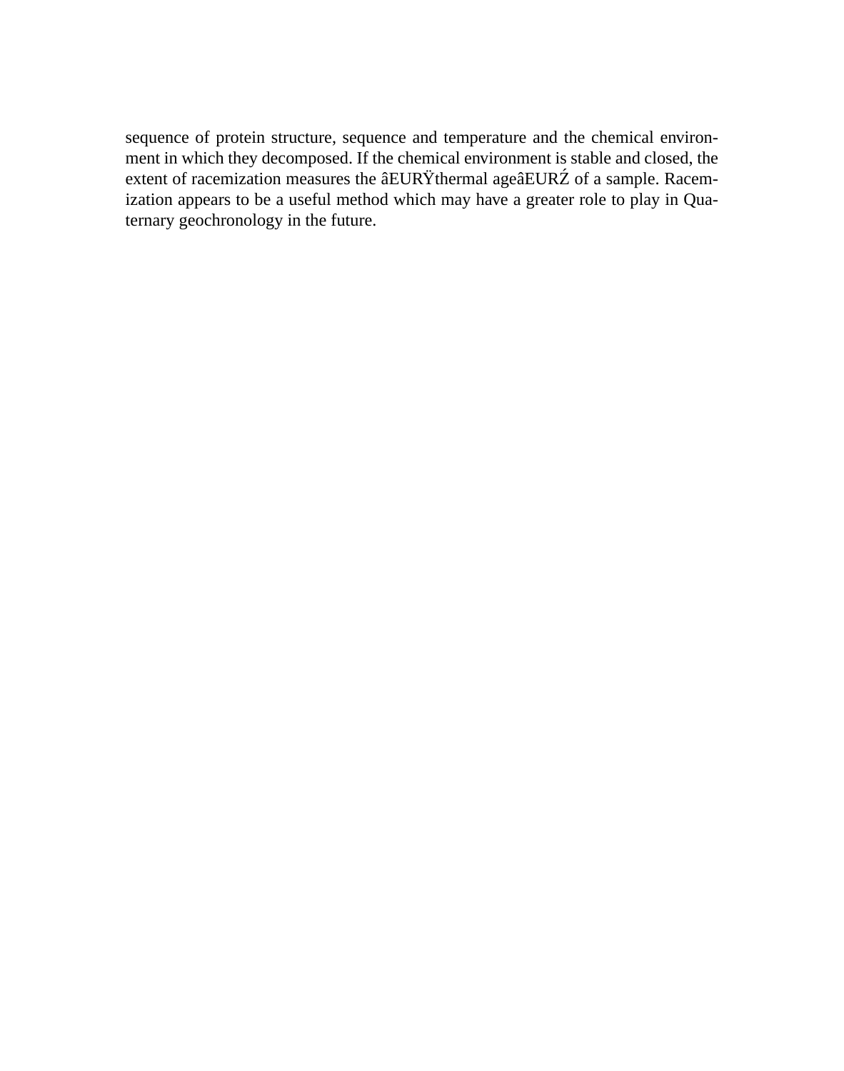sequence of protein structure, sequence and temperature and the chemical environment in which they decomposed. If the chemical environment is stable and closed, the extent of racemization measures the âEURŸthermal ageâEURŹ of a sample. Racemization appears to be a useful method which may have a greater role to play in Quaternary geochronology in the future.